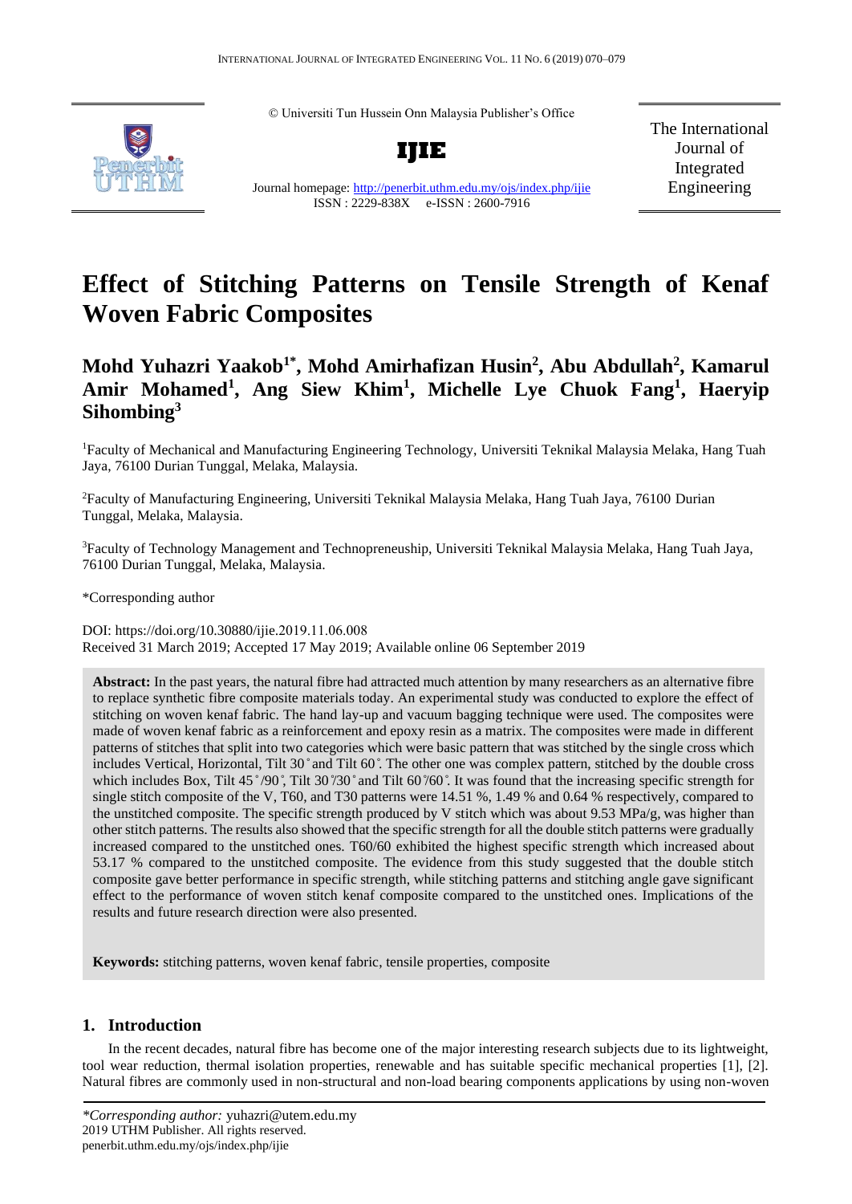© Universiti Tun Hussein Onn Malaysia Publisher's Office

**IJIE**

Journal homepage: http://penerbit.uthm.edu.my/ojs/index.php/ijie
ISSN : 2229-838X e-ISSN : 2600-7916

The International Journal of Integrated Engineering

# Effect of Stitching Patterns on Tensile Strength of Kenaf Woven Fabric Composites

**Mohd Yuhazri Yaakob[1*], Mohd Amirhafizan Husin[2], Abu Abdullah[2], Kamarul Amir Mohamed[1], Ang Siew Khim[1], Michelle Lye Chuok Fang[1], Haeryip Sihombing[3]**

[1]Faculty of Mechanical and Manufacturing Engineering Technology, Universiti Teknikal Malaysia Melaka, Hang Tuah Jaya, 76100 Durian Tunggal, Melaka, Malaysia.

[2]Faculty of Manufacturing Engineering, Universiti Teknikal Malaysia Melaka, Hang Tuah Jaya, 76100 Durian Tunggal, Melaka, Malaysia.

[3]Faculty of Technology Management and Technopreneuship, Universiti Teknikal Malaysia Melaka, Hang Tuah Jaya, 76100 Durian Tunggal, Melaka, Malaysia.

*Corresponding author

DOI: https://doi.org/10.30880/ijie.2019.11.06.008
Received 31 March 2019; Accepted 17 May 2019; Available online 06 September 2019

**Abstract:** In the past years, the natural fibre had attracted much attention by many researchers as an alternative fibre to replace synthetic fibre composite materials today. An experimental study was conducted to explore the effect of stitching on woven kenaf fabric. The hand lay-up and vacuum bagging technique were used. The composites were made of woven kenaf fabric as a reinforcement and epoxy resin as a matrix. The composites were made in different patterns of stitches that split into two categories which were basic pattern that was stitched by the single cross which includes Vertical, Horizontal, Tilt 30˚ and Tilt 60˚. The other one was complex pattern, stitched by the double cross which includes Box, Tilt 45˚/90˚, Tilt 30˚/30˚ and Tilt 60˚/60˚. It was found that the increasing specific strength for single stitch composite of the V, T60, and T30 patterns were 14.51 %, 1.49 % and 0.64 % respectively, compared to the unstitched composite. The specific strength produced by V stitch which was about 9.53 MPa/g, was higher than other stitch patterns. The results also showed that the specific strength for all the double stitch patterns were gradually increased compared to the unstitched ones. T60/60 exhibited the highest specific strength which increased about 53.17 % compared to the unstitched composite. The evidence from this study suggested that the double stitch composite gave better performance in specific strength, while stitching patterns and stitching angle gave significant effect to the performance of woven stitch kenaf composite compared to the unstitched ones. Implications of the results and future research direction were also presented.

**Keywords:** stitching patterns, woven kenaf fabric, tensile properties, composite

## 1. Introduction

In the recent decades, natural fibre has become one of the major interesting research subjects due to its lightweight, tool wear reduction, thermal isolation properties, renewable and has suitable specific mechanical properties [1], [2]. Natural fibres are commonly used in non-structural and non-load bearing components applications by using non-woven

*\*Corresponding author:* yuhazri@utem.edu.my
2019 UTHM Publisher. All rights reserved.
penerbit.uthm.edu.my/ojs/index.php/ijie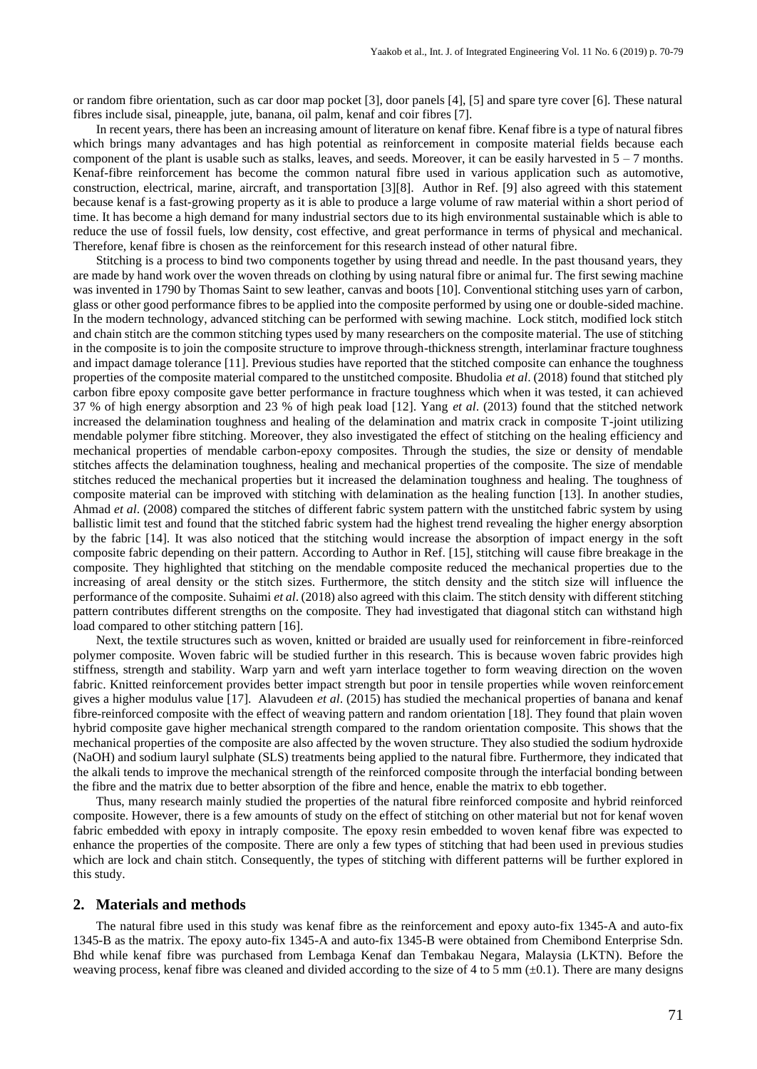or random fibre orientation, such as car door map pocket [3], door panels [4], [5] and spare tyre cover [6]. These natural fibres include sisal, pineapple, jute, banana, oil palm, kenaf and coir fibres [7].

In recent years, there has been an increasing amount of literature on kenaf fibre. Kenaf fibre is a type of natural fibres which brings many advantages and has high potential as reinforcement in composite material fields because each component of the plant is usable such as stalks, leaves, and seeds. Moreover, it can be easily harvested in 5 – 7 months. Kenaf-fibre reinforcement has become the common natural fibre used in various application such as automotive, construction, electrical, marine, aircraft, and transportation [3][8]. Author in Ref. [9] also agreed with this statement because kenaf is a fast-growing property as it is able to produce a large volume of raw material within a short period of time. It has become a high demand for many industrial sectors due to its high environmental sustainable which is able to reduce the use of fossil fuels, low density, cost effective, and great performance in terms of physical and mechanical. Therefore, kenaf fibre is chosen as the reinforcement for this research instead of other natural fibre.

Stitching is a process to bind two components together by using thread and needle. In the past thousand years, they are made by hand work over the woven threads on clothing by using natural fibre or animal fur. The first sewing machine was invented in 1790 by Thomas Saint to sew leather, canvas and boots [10]. Conventional stitching uses yarn of carbon, glass or other good performance fibres to be applied into the composite performed by using one or double-sided machine. In the modern technology, advanced stitching can be performed with sewing machine. Lock stitch, modified lock stitch and chain stitch are the common stitching types used by many researchers on the composite material. The use of stitching in the composite is to join the composite structure to improve through-thickness strength, interlaminar fracture toughness and impact damage tolerance [11]. Previous studies have reported that the stitched composite can enhance the toughness properties of the composite material compared to the unstitched composite. Bhudolia *et al*. (2018) found that stitched ply carbon fibre epoxy composite gave better performance in fracture toughness which when it was tested, it can achieved 37 % of high energy absorption and 23 % of high peak load [12]. Yang *et al*. (2013) found that the stitched network increased the delamination toughness and healing of the delamination and matrix crack in composite T-joint utilizing mendable polymer fibre stitching. Moreover, they also investigated the effect of stitching on the healing efficiency and mechanical properties of mendable carbon-epoxy composites. Through the studies, the size or density of mendable stitches affects the delamination toughness, healing and mechanical properties of the composite. The size of mendable stitches reduced the mechanical properties but it increased the delamination toughness and healing. The toughness of composite material can be improved with stitching with delamination as the healing function [13]. In another studies, Ahmad *et al*. (2008) compared the stitches of different fabric system pattern with the unstitched fabric system by using ballistic limit test and found that the stitched fabric system had the highest trend revealing the higher energy absorption by the fabric [14]. It was also noticed that the stitching would increase the absorption of impact energy in the soft composite fabric depending on their pattern. According to Author in Ref. [15], stitching will cause fibre breakage in the composite. They highlighted that stitching on the mendable composite reduced the mechanical properties due to the increasing of areal density or the stitch sizes. Furthermore, the stitch density and the stitch size will influence the performance of the composite. Suhaimi *et al*. (2018) also agreed with this claim. The stitch density with different stitching pattern contributes different strengths on the composite. They had investigated that diagonal stitch can withstand high load compared to other stitching pattern [16].

Next, the textile structures such as woven, knitted or braided are usually used for reinforcement in fibre-reinforced polymer composite. Woven fabric will be studied further in this research. This is because woven fabric provides high stiffness, strength and stability. Warp yarn and weft yarn interlace together to form weaving direction on the woven fabric. Knitted reinforcement provides better impact strength but poor in tensile properties while woven reinforcement gives a higher modulus value [17]. Alavudeen *et al*. (2015) has studied the mechanical properties of banana and kenaf fibre-reinforced composite with the effect of weaving pattern and random orientation [18]. They found that plain woven hybrid composite gave higher mechanical strength compared to the random orientation composite. This shows that the mechanical properties of the composite are also affected by the woven structure. They also studied the sodium hydroxide (NaOH) and sodium lauryl sulphate (SLS) treatments being applied to the natural fibre. Furthermore, they indicated that the alkali tends to improve the mechanical strength of the reinforced composite through the interfacial bonding between the fibre and the matrix due to better absorption of the fibre and hence, enable the matrix to ebb together.

Thus, many research mainly studied the properties of the natural fibre reinforced composite and hybrid reinforced composite. However, there is a few amounts of study on the effect of stitching on other material but not for kenaf woven fabric embedded with epoxy in intraply composite. The epoxy resin embedded to woven kenaf fibre was expected to enhance the properties of the composite. There are only a few types of stitching that had been used in previous studies which are lock and chain stitch. Consequently, the types of stitching with different patterns will be further explored in this study.

## 2. Materials and methods

The natural fibre used in this study was kenaf fibre as the reinforcement and epoxy auto-fix 1345-A and auto-fix 1345-B as the matrix. The epoxy auto-fix 1345-A and auto-fix 1345-B were obtained from Chemibond Enterprise Sdn. Bhd while kenaf fibre was purchased from Lembaga Kenaf dan Tembakau Negara, Malaysia (LKTN). Before the weaving process, kenaf fibre was cleaned and divided according to the size of 4 to 5 mm (±0.1). There are many designs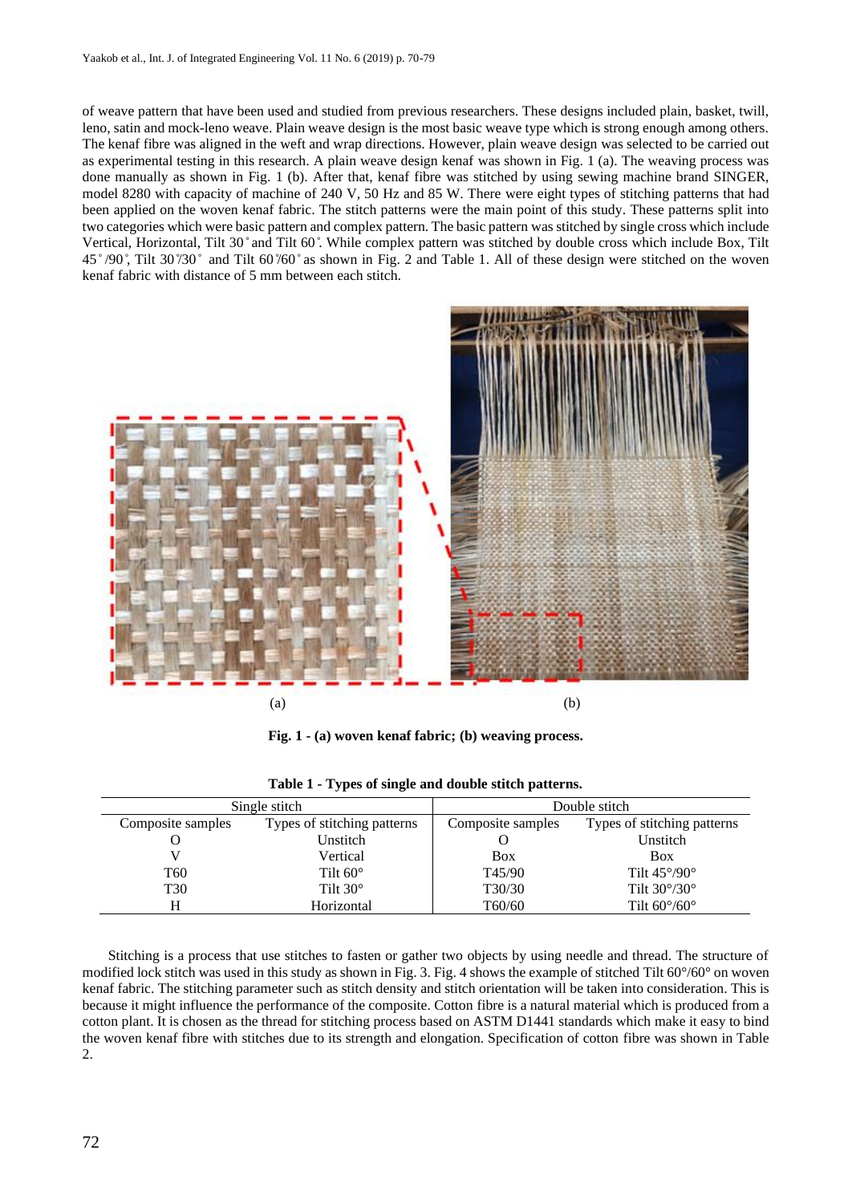of weave pattern that have been used and studied from previous researchers. These designs included plain, basket, twill, leno, satin and mock-leno weave. Plain weave design is the most basic weave type which is strong enough among others. The kenaf fibre was aligned in the weft and wrap directions. However, plain weave design was selected to be carried out as experimental testing in this research. A plain weave design kenaf was shown in Fig. 1 (a). The weaving process was done manually as shown in Fig. 1 (b). After that, kenaf fibre was stitched by using sewing machine brand SINGER, model 8280 with capacity of machine of 240 V, 50 Hz and 85 W. There were eight types of stitching patterns that had been applied on the woven kenaf fabric. The stitch patterns were the main point of this study. These patterns split into two categories which were basic pattern and complex pattern. The basic pattern was stitched by single cross which include Vertical, Horizontal, Tilt 30˚ and Tilt 60˚. While complex pattern was stitched by double cross which include Box, Tilt 45˚/90˚, Tilt 30˚/30˚ and Tilt 60˚/60˚ as shown in Fig. 2 and Table 1. All of these design were stitched on the woven kenaf fabric with distance of 5 mm between each stitch.

(a)

(b)

**Fig. 1 - (a) woven kenaf fabric; (b) weaving process.**

**Table 1 - Types of single and double stitch patterns.**

| Single stitch | | Double stitch | |
|---|---|---|---|
| Composite samples | Types of stitching patterns | Composite samples | Types of stitching patterns |
| O | Unstitch | O | Unstitch |
| V | Vertical | Box | Box |
| T60 | Tilt 60° | T45/90 | Tilt 45°/90° |
| T30 | Tilt 30° | T30/30 | Tilt 30°/30° |
| H | Horizontal | T60/60 | Tilt 60°/60° |

Stitching is a process that use stitches to fasten or gather two objects by using needle and thread. The structure of modified lock stitch was used in this study as shown in Fig. 3. Fig. 4 shows the example of stitched Tilt 60°/60° on woven kenaf fabric. The stitching parameter such as stitch density and stitch orientation will be taken into consideration. This is because it might influence the performance of the composite. Cotton fibre is a natural material which is produced from a cotton plant. It is chosen as the thread for stitching process based on ASTM D1441 standards which make it easy to bind the woven kenaf fibre with stitches due to its strength and elongation. Specification of cotton fibre was shown in Table 2.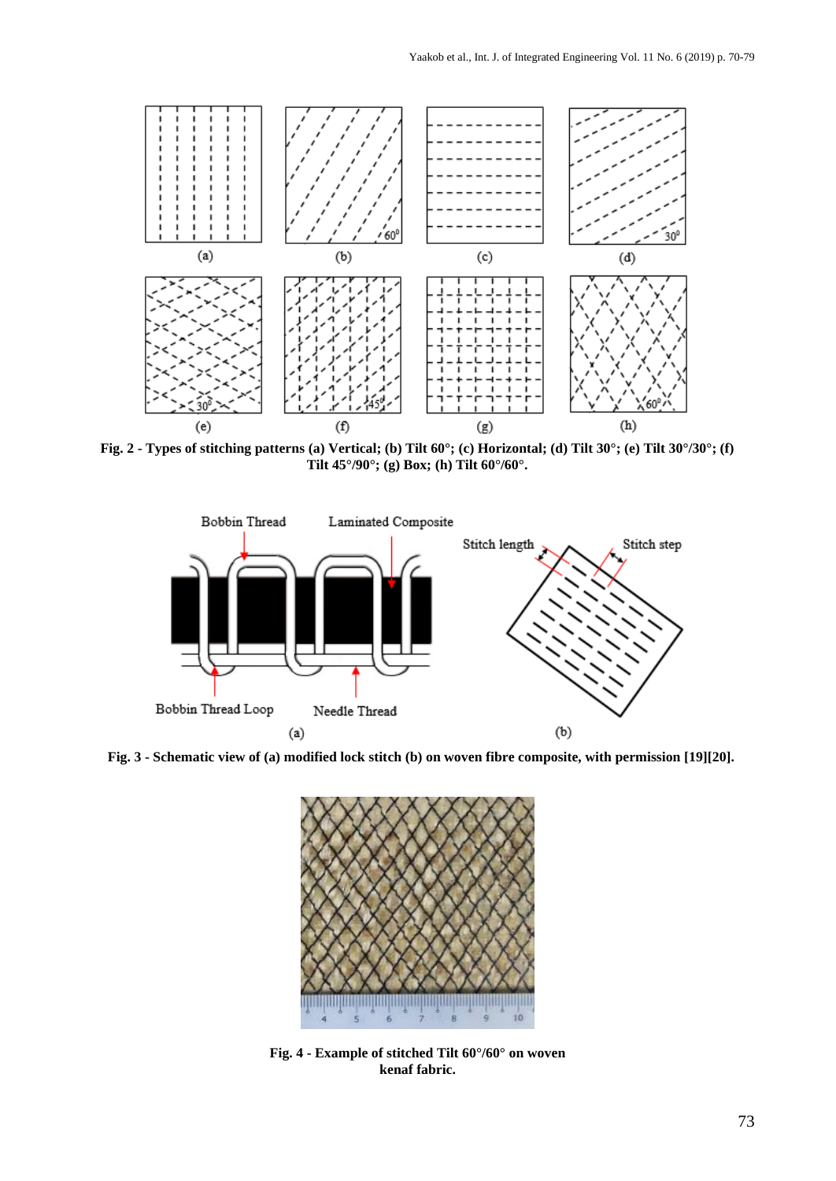(a)

(b)

$60^0$

(c)

(d)

$30^0$

(e)

$30^0$

(f)

$45^0$

(g)

(h)

$60^0$

**Fig. 2 - Types of stitching patterns (a) Vertical; (b) Tilt 60°; (c) Horizontal; (d) Tilt 30°; (e) Tilt 30°/30°; (f) Tilt 45°/90°; (g) Box; (h) Tilt 60°/60°.**

Bobbin Thread

Laminated Composite

Bobbin Thread Loop

Needle Thread

(a)

Stitch length

Stitch step

(b)

**Fig. 3 - Schematic view of (a) modified lock stitch (b) on woven fibre composite, with permission [19][20].**

4 5 6 7 8 9 10

**Fig. 4 - Example of stitched Tilt 60°/60° on woven kenaf fabric.**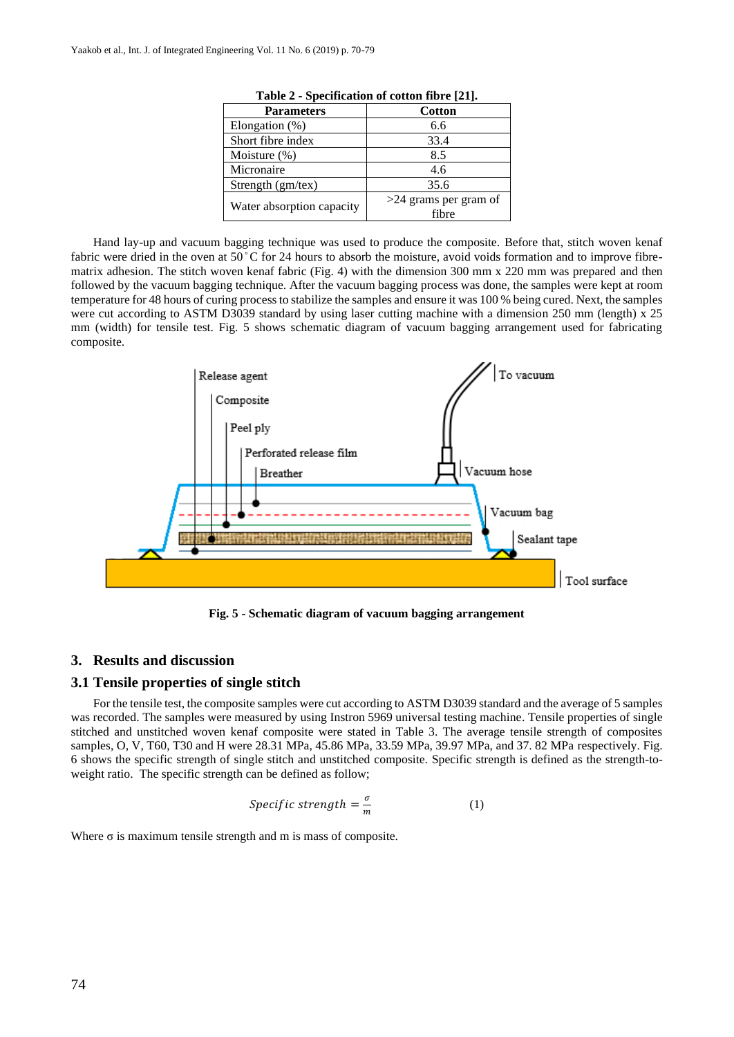Table 2 - Specification of cotton fibre [21].

| Parameters | Cotton |
|---|---|
| Elongation (%) | 6.6 |
| Short fibre index | 33.4 |
| Moisture (%) | 8.5 |
| Micronaire | 4.6 |
| Strength (gm/tex) | 35.6 |
| Water absorption capacity | >24 grams per gram of fibre |

Hand lay-up and vacuum bagging technique was used to produce the composite. Before that, stitch woven kenaf fabric were dried in the oven at 50 ˚C for 24 hours to absorb the moisture, avoid voids formation and to improve fibre-matrix adhesion. The stitch woven kenaf fabric (Fig. 4) with the dimension 300 mm x 220 mm was prepared and then followed by the vacuum bagging technique. After the vacuum bagging process was done, the samples were kept at room temperature for 48 hours of curing process to stabilize the samples and ensure it was 100 % being cured. Next, the samples were cut according to ASTM D3039 standard by using laser cutting machine with a dimension 250 mm (length) x 25 mm (width) for tensile test. Fig. 5 shows schematic diagram of vacuum bagging arrangement used for fabricating composite.

Release agent
Composite
Peel ply
Perforated release film
Breather
To vacuum
Vacuum hose
Vacuum bag
Sealant tape
Tool surface

**Fig. 5 - Schematic diagram of vacuum bagging arrangement**

## 3. Results and discussion

### 3.1 Tensile properties of single stitch

For the tensile test, the composite samples were cut according to ASTM D3039 standard and the average of 5 samples was recorded. The samples were measured by using Instron 5969 universal testing machine. Tensile properties of single stitched and unstitched woven kenaf composite were stated in Table 3. The average tensile strength of composites samples, O, V, T60, T30 and H were 28.31 MPa, 45.86 MPa, 33.59 MPa, 39.97 MPa, and 37. 82 MPa respectively. Fig. 6 shows the specific strength of single stitch and unstitched composite. Specific strength is defined as the strength-to-weight ratio. The specific strength can be defined as follow;

$$Specific\ strength = \frac{\sigma}{m} \qquad (1)$$

Where σ is maximum tensile strength and m is mass of composite.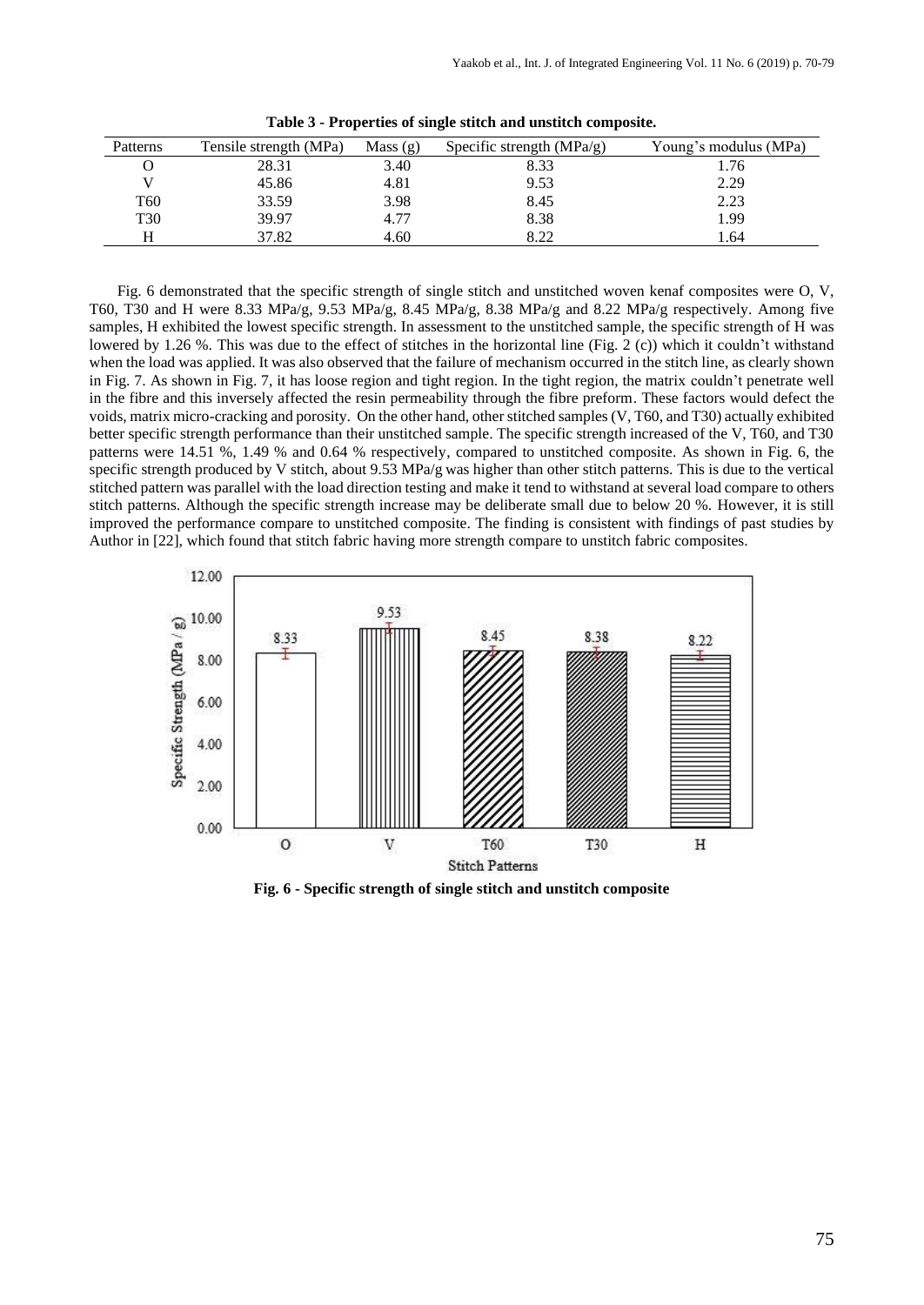**Table 3 - Properties of single stitch and unstitch composite.**

| Patterns | Tensile strength (MPa) | Mass (g) | Specific strength (MPa/g) | Young's modulus (MPa) |
|---|---|---|---|---|
| O | 28.31 | 3.40 | 8.33 | 1.76 |
| V | 45.86 | 4.81 | 9.53 | 2.29 |
| T60 | 33.59 | 3.98 | 8.45 | 2.23 |
| T30 | 39.97 | 4.77 | 8.38 | 1.99 |
| H | 37.82 | 4.60 | 8.22 | 1.64 |

Fig. 6 demonstrated that the specific strength of single stitch and unstitched woven kenaf composites were O, V, T60, T30 and H were 8.33 MPa/g, 9.53 MPa/g, 8.45 MPa/g, 8.38 MPa/g and 8.22 MPa/g respectively. Among five samples, H exhibited the lowest specific strength. In assessment to the unstitched sample, the specific strength of H was lowered by 1.26 %. This was due to the effect of stitches in the horizontal line (Fig. 2 (c)) which it couldn't withstand when the load was applied. It was also observed that the failure of mechanism occurred in the stitch line, as clearly shown in Fig. 7. As shown in Fig. 7, it has loose region and tight region. In the tight region, the matrix couldn't penetrate well in the fibre and this inversely affected the resin permeability through the fibre preform. These factors would defect the voids, matrix micro-cracking and porosity. On the other hand, other stitched samples (V, T60, and T30) actually exhibited better specific strength performance than their unstitched sample. The specific strength increased of the V, T60, and T30 patterns were 14.51 %, 1.49 % and 0.64 % respectively, compared to unstitched composite. As shown in Fig. 6, the specific strength produced by V stitch, about 9.53 MPa/g was higher than other stitch patterns. This is due to the vertical stitched pattern was parallel with the load direction testing and make it tend to withstand at several load compare to others stitch patterns. Although the specific strength increase may be deliberate small due to below 20 %. However, it is still improved the performance compare to unstitched composite. The finding is consistent with findings of past studies by Author in [22], which found that stitch fabric having more strength compare to unstitch fabric composites.

Specific Strength (MPa / g)

12.00
10.00
8.00
6.00
4.00
2.00
0.00

9.53
8.33
8.45
8.38
8.22

O
V
T60
T30
H

Stitch Patterns

**Fig. 6 - Specific strength of single stitch and unstitch composite**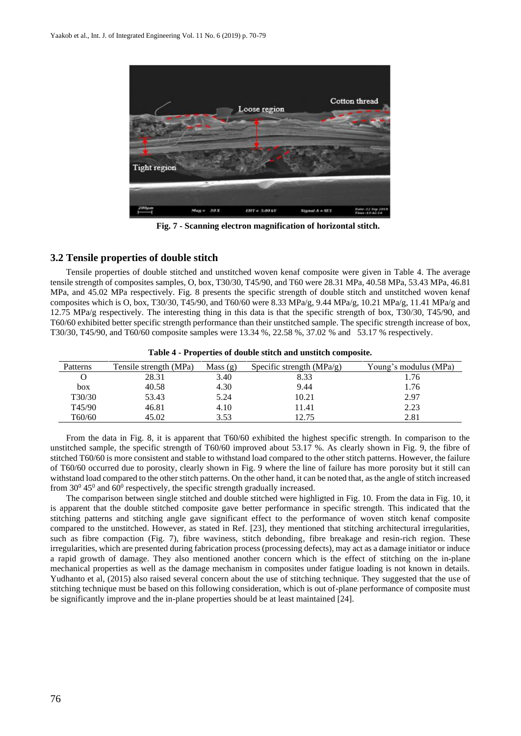Loose region

Cotton thread

Tight region

200μm Mag = 30 X EHT = 5.00 kV Signal A = SE1 Date :12 Sep 2018 Time :13:42:14

**Fig. 7 - Scanning electron magnification of horizontal stitch.**

### 3.2 Tensile properties of double stitch

Tensile properties of double stitched and unstitched woven kenaf composite were given in Table 4. The average tensile strength of composites samples, O, box, T30/30, T45/90, and T60 were 28.31 MPa, 40.58 MPa, 53.43 MPa, 46.81 MPa, and 45.02 MPa respectively. Fig. 8 presents the specific strength of double stitch and unstitched woven kenaf composites which is O, box, T30/30, T45/90, and T60/60 were 8.33 MPa/g, 9.44 MPa/g, 10.21 MPa/g, 11.41 MPa/g and 12.75 MPa/g respectively. The interesting thing in this data is that the specific strength of box, T30/30, T45/90, and T60/60 exhibited better specific strength performance than their unstitched sample. The specific strength increase of box, T30/30, T45/90, and T60/60 composite samples were 13.34 %, 22.58 %, 37.02 % and 53.17 % respectively.

**Table 4 - Properties of double stitch and unstitch composite.**

| Patterns | Tensile strength (MPa) | Mass (g) | Specific strength (MPa/g) | Young's modulus (MPa) |
|---|---|---|---|---|
| O | 28.31 | 3.40 | 8.33 | 1.76 |
| box | 40.58 | 4.30 | 9.44 | 1.76 |
| T30/30 | 53.43 | 5.24 | 10.21 | 2.97 |
| T45/90 | 46.81 | 4.10 | 11.41 | 2.23 |
| T60/60 | 45.02 | 3.53 | 12.75 | 2.81 |

From the data in Fig. 8, it is apparent that T60/60 exhibited the highest specific strength. In comparison to the unstitched sample, the specific strength of T60/60 improved about 53.17 %. As clearly shown in Fig. 9, the fibre of stitched T60/60 is more consistent and stable to withstand load compared to the other stitch patterns. However, the failure of T60/60 occurred due to porosity, clearly shown in Fig. 9 where the line of failure has more porosity but it still can withstand load compared to the other stitch patterns. On the other hand, it can be noted that, as the angle of stitch increased from $30^0$ $45^0$ and $60^0$ respectively, the specific strength gradually increased.

The comparison between single stitched and double stitched were highligted in Fig. 10. From the data in Fig. 10, it is apparent that the double stitched composite gave better performance in specific strength. This indicated that the stitching patterns and stitching angle gave significant effect to the performance of woven stitch kenaf composite compared to the unstitched. However, as stated in Ref. [23], they mentioned that stitching architectural irregularities, such as fibre compaction (Fig. 7), fibre waviness, stitch debonding, fibre breakage and resin-rich region. These irregularities, which are presented during fabrication process (processing defects), may act as a damage initiator or induce a rapid growth of damage. They also mentioned another concern which is the effect of stitching on the in-plane mechanical properties as well as the damage mechanism in composites under fatigue loading is not known in details. Yudhanto et al, (2015) also raised several concern about the use of stitching technique. They suggested that the use of stitching technique must be based on this following consideration, which is out of-plane performance of composite must be significantly improve and the in-plane properties should be at least maintained [24].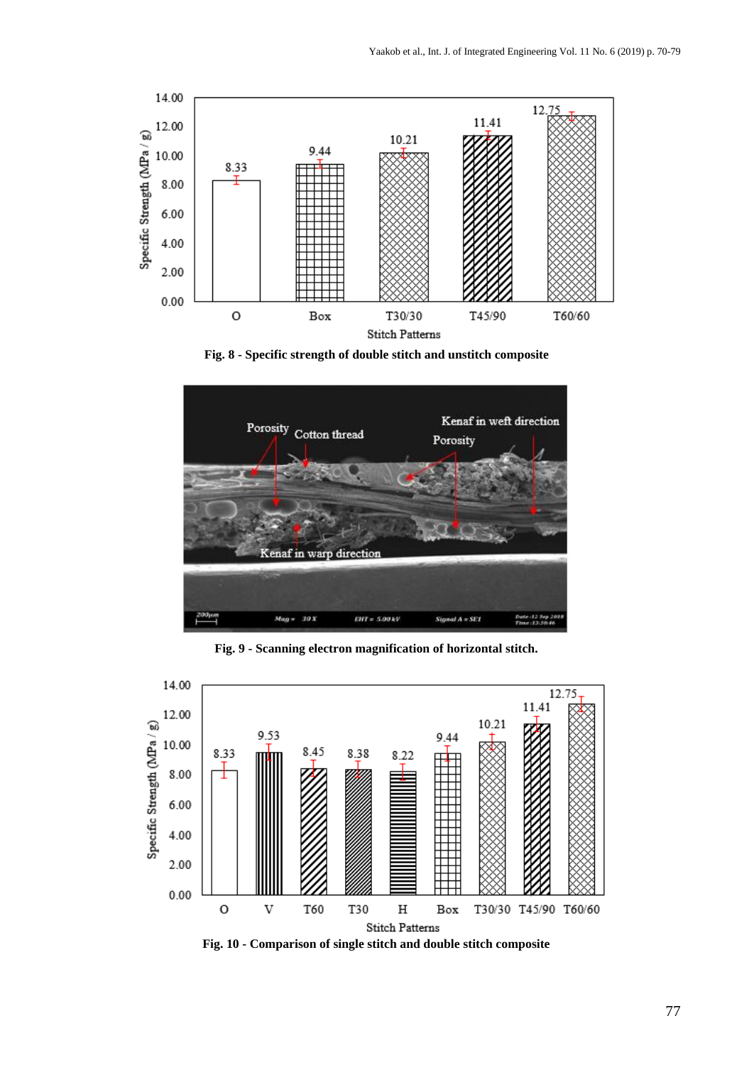14.00
12.00
10.00
8.00
6.00
4.00
2.00
0.00

Specific Strength (MPa / g)

8.33
9.44
10.21
11.41
12.75

O
Box
T30/30
T45/90
T60/60

Stitch Patterns

**Fig. 8 - Specific strength of double stitch and unstitch composite**

Porosity
Cotton thread
Kenaf in weft direction
Porosity
Kenaf in warp direction

200µm
Mag = 30 X
EHT = 5.00 kV
Signal A = SE1
Date :12 Sep 2018
Time :13:30:46

**Fig. 9 - Scanning electron magnification of horizontal stitch.**

14.00
12.00
10.00
8.00
6.00
4.00
2.00
0.00

Specific Strength (MPa / g)

8.33
9.53
8.45
8.38
8.22
9.44
10.21
11.41
12.75

O
V
T60
T30
H
Box
T30/30
T45/90
T60/60

Stitch Patterns

**Fig. 10 - Comparison of single stitch and double stitch composite**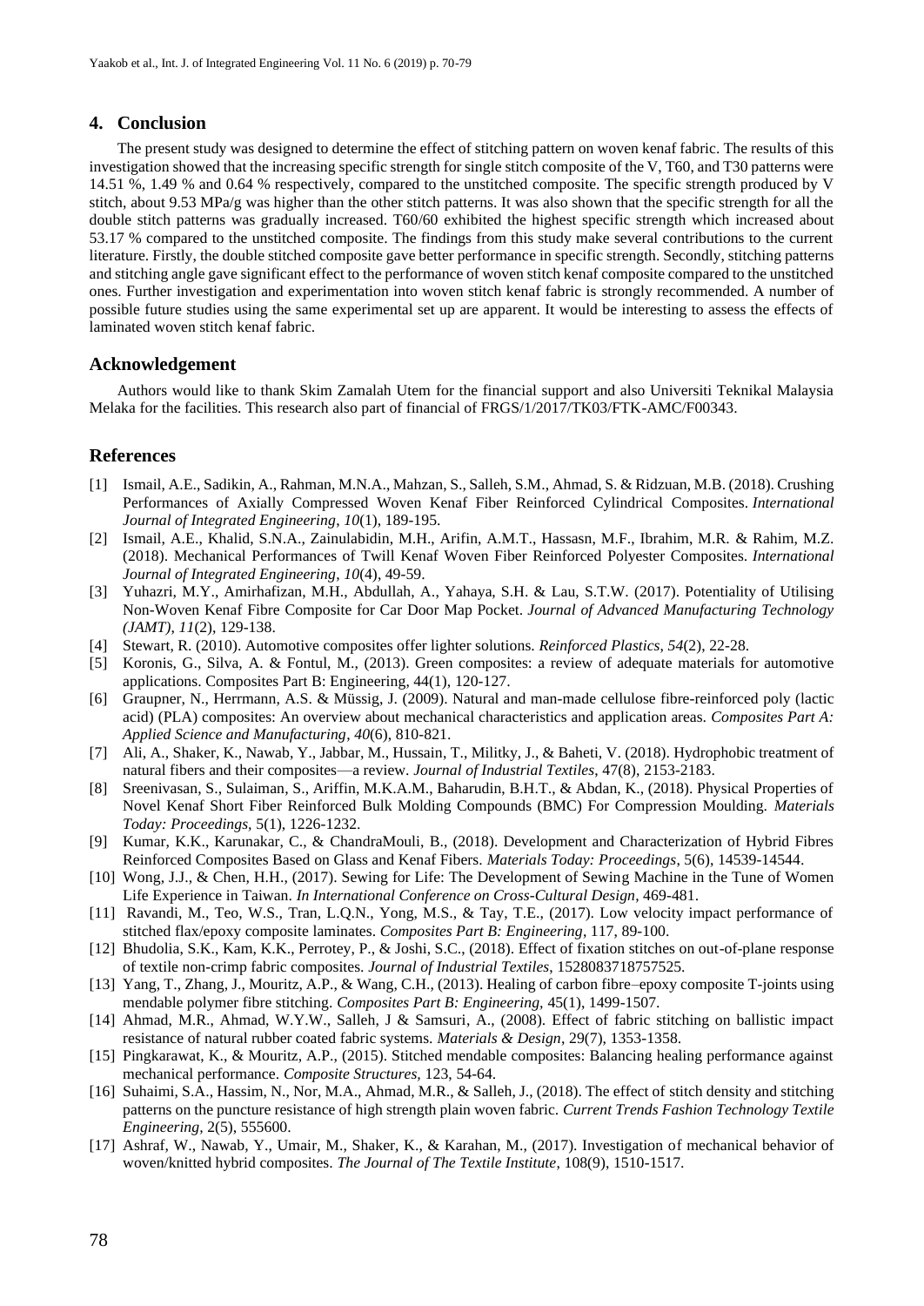## 4. Conclusion

The present study was designed to determine the effect of stitching pattern on woven kenaf fabric. The results of this investigation showed that the increasing specific strength for single stitch composite of the V, T60, and T30 patterns were 14.51 %, 1.49 % and 0.64 % respectively, compared to the unstitched composite. The specific strength produced by V stitch, about 9.53 MPa/g was higher than the other stitch patterns. It was also shown that the specific strength for all the double stitch patterns was gradually increased. T60/60 exhibited the highest specific strength which increased about 53.17 % compared to the unstitched composite. The findings from this study make several contributions to the current literature. Firstly, the double stitched composite gave better performance in specific strength. Secondly, stitching patterns and stitching angle gave significant effect to the performance of woven stitch kenaf composite compared to the unstitched ones. Further investigation and experimentation into woven stitch kenaf fabric is strongly recommended. A number of possible future studies using the same experimental set up are apparent. It would be interesting to assess the effects of laminated woven stitch kenaf fabric.

## Acknowledgement

Authors would like to thank Skim Zamalah Utem for the financial support and also Universiti Teknikal Malaysia Melaka for the facilities. This research also part of financial of FRGS/1/2017/TK03/FTK-AMC/F00343.

## References

[1] Ismail, A.E., Sadikin, A., Rahman, M.N.A., Mahzan, S., Salleh, S.M., Ahmad, S. & Ridzuan, M.B. (2018). Crushing Performances of Axially Compressed Woven Kenaf Fiber Reinforced Cylindrical Composites. *International Journal of Integrated Engineering*, *10*(1), 189-195.

[2] Ismail, A.E., Khalid, S.N.A., Zainulabidin, M.H., Arifin, A.M.T., Hassasn, M.F., Ibrahim, M.R. & Rahim, M.Z. (2018). Mechanical Performances of Twill Kenaf Woven Fiber Reinforced Polyester Composites. *International Journal of Integrated Engineering*, *10*(4), 49-59.

[3] Yuhazri, M.Y., Amirhafizan, M.H., Abdullah, A., Yahaya, S.H. & Lau, S.T.W. (2017). Potentiality of Utilising Non-Woven Kenaf Fibre Composite for Car Door Map Pocket. *Journal of Advanced Manufacturing Technology (JAMT)*, *11*(2), 129-138.

[4] Stewart, R. (2010). Automotive composites offer lighter solutions. *Reinforced Plastics*, *54*(2), 22-28.

[5] Koronis, G., Silva, A. & Fontul, M., (2013). Green composites: a review of adequate materials for automotive applications. Composites Part B: Engineering, 44(1), 120-127.

[6] Graupner, N., Herrmann, A.S. & Müssig, J. (2009). Natural and man-made cellulose fibre-reinforced poly (lactic acid) (PLA) composites: An overview about mechanical characteristics and application areas. *Composites Part A: Applied Science and Manufacturing*, *40*(6), 810-821.

[7] Ali, A., Shaker, K., Nawab, Y., Jabbar, M., Hussain, T., Militky, J., & Baheti, V. (2018). Hydrophobic treatment of natural fibers and their composites—a review. *Journal of Industrial Textiles*, 47(8), 2153-2183.

[8] Sreenivasan, S., Sulaiman, S., Ariffin, M.K.A.M., Baharudin, B.H.T., & Abdan, K., (2018). Physical Properties of Novel Kenaf Short Fiber Reinforced Bulk Molding Compounds (BMC) For Compression Moulding. *Materials Today: Proceedings*, 5(1), 1226-1232.

[9] Kumar, K.K., Karunakar, C., & ChandraMouli, B., (2018). Development and Characterization of Hybrid Fibres Reinforced Composites Based on Glass and Kenaf Fibers. *Materials Today: Proceedings*, 5(6), 14539-14544.

[10] Wong, J.J., & Chen, H.H., (2017). Sewing for Life: The Development of Sewing Machine in the Tune of Women Life Experience in Taiwan. *In International Conference on Cross-Cultural Design*, 469-481.

[11] Ravandi, M., Teo, W.S., Tran, L.Q.N., Yong, M.S., & Tay, T.E., (2017). Low velocity impact performance of stitched flax/epoxy composite laminates. *Composites Part B: Engineering*, 117, 89-100.

[12] Bhudolia, S.K., Kam, K.K., Perrotey, P., & Joshi, S.C., (2018). Effect of fixation stitches on out-of-plane response of textile non-crimp fabric composites. *Journal of Industrial Textiles*, 1528083718757525.

[13] Yang, T., Zhang, J., Mouritz, A.P., & Wang, C.H., (2013). Healing of carbon fibre–epoxy composite T-joints using mendable polymer fibre stitching. *Composites Part B: Engineering*, 45(1), 1499-1507.

[14] Ahmad, M.R., Ahmad, W.Y.W., Salleh, J & Samsuri, A., (2008). Effect of fabric stitching on ballistic impact resistance of natural rubber coated fabric systems. *Materials & Design*, 29(7), 1353-1358.

[15] Pingkarawat, K., & Mouritz, A.P., (2015). Stitched mendable composites: Balancing healing performance against mechanical performance. *Composite Structures*, 123, 54-64.

[16] Suhaimi, S.A., Hassim, N., Nor, M.A., Ahmad, M.R., & Salleh, J., (2018). The effect of stitch density and stitching patterns on the puncture resistance of high strength plain woven fabric. *Current Trends Fashion Technology Textile Engineering*, 2(5), 555600.

[17] Ashraf, W., Nawab, Y., Umair, M., Shaker, K., & Karahan, M., (2017). Investigation of mechanical behavior of woven/knitted hybrid composites. *The Journal of The Textile Institute*, 108(9), 1510-1517.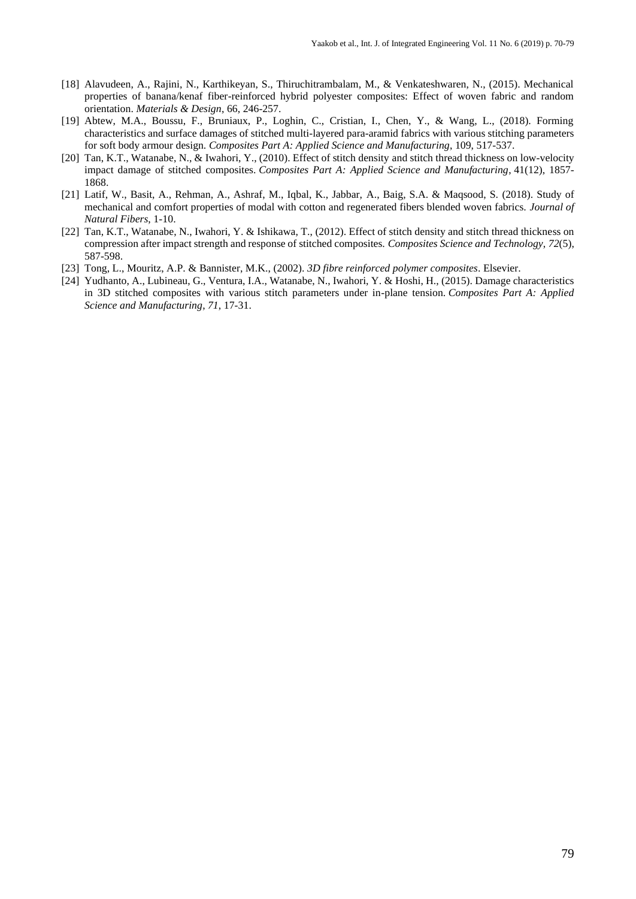[18] Alavudeen, A., Rajini, N., Karthikeyan, S., Thiruchitrambalam, M., & Venkateshwaren, N., (2015). Mechanical properties of banana/kenaf fiber-reinforced hybrid polyester composites: Effect of woven fabric and random orientation. *Materials & Design*, 66, 246-257.

[19] Abtew, M.A., Boussu, F., Bruniaux, P., Loghin, C., Cristian, I., Chen, Y., & Wang, L., (2018). Forming characteristics and surface damages of stitched multi-layered para-aramid fabrics with various stitching parameters for soft body armour design. *Composites Part A: Applied Science and Manufacturing*, 109, 517-537.

[20] Tan, K.T., Watanabe, N., & Iwahori, Y., (2010). Effect of stitch density and stitch thread thickness on low-velocity impact damage of stitched composites. *Composites Part A: Applied Science and Manufacturing*, 41(12), 1857-1868.

[21] Latif, W., Basit, A., Rehman, A., Ashraf, M., Iqbal, K., Jabbar, A., Baig, S.A. & Maqsood, S. (2018). Study of mechanical and comfort properties of modal with cotton and regenerated fibers blended woven fabrics. *Journal of Natural Fibers*, 1-10.

[22] Tan, K.T., Watanabe, N., Iwahori, Y. & Ishikawa, T., (2012). Effect of stitch density and stitch thread thickness on compression after impact strength and response of stitched composites. *Composites Science and Technology*, *72*(5), 587-598.

[23] Tong, L., Mouritz, A.P. & Bannister, M.K., (2002). *3D fibre reinforced polymer composites*. Elsevier.

[24] Yudhanto, A., Lubineau, G., Ventura, I.A., Watanabe, N., Iwahori, Y. & Hoshi, H., (2015). Damage characteristics in 3D stitched composites with various stitch parameters under in-plane tension. *Composites Part A: Applied Science and Manufacturing*, *71*, 17-31.